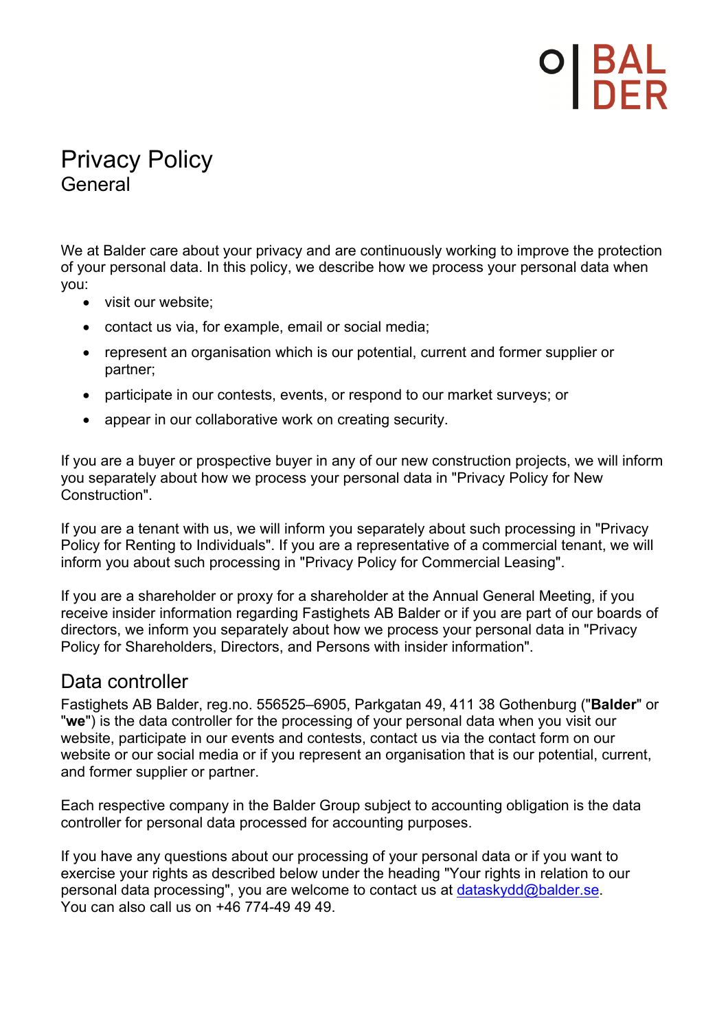# Privacy Policy

## General

We at Balder care about your privacy and are continuously working to improve the protection of your personal data. In this policy, we describe how we process your personal data when you:

- visit our website;
- contact us via, for example, email or social media;
- represent an organisation which is our potential, current and former supplier or partner;
- participate in our contests, events, or respond to our market surveys; or
- appear in our collaborative work on creating security.

If you are a buyer or prospective buyer in any of our new construction projects, we will inform you separately about how we process your personal data in "Privacy Policy for New Construction".

If you are a tenant with us, we will inform you separately about such processing in "Privacy Policy for Renting to Individuals". If you are a representative of a commercial tenant, we will inform you about such processing in "Privacy Policy for Commercial Leasing".

If you are a shareholder or proxy for a shareholder at the Annual General Meeting, if you receive insider information regarding Fastighets AB Balder or if you are part of our boards of directors, we inform you separately about how we process your personal data in "Privacy Policy for Shareholders, Directors, and Persons with insider information".

## Data controller

Fastighets AB Balder, reg.no. 556525–6905, Parkgatan 49, 411 38 Gothenburg ("**Balder**" or "**we**") is the data controller for the processing of your personal data when you visit our website, participate in our events and contests, contact us via the contact form on our website or our social media or if you represent an organisation that is our potential, current, and former supplier or partner.

Each respective company in the Balder Group subject to accounting obligation is the data controller for personal data processed for accounting purposes.

If you have any questions about our processing of your personal data or if you want to exercise your rights as described below under the heading "Your rights in relation to our personal data processing", you are welcome to contact us at dataskydd@balder.se.
You can also call us on +46 774-49 49 49.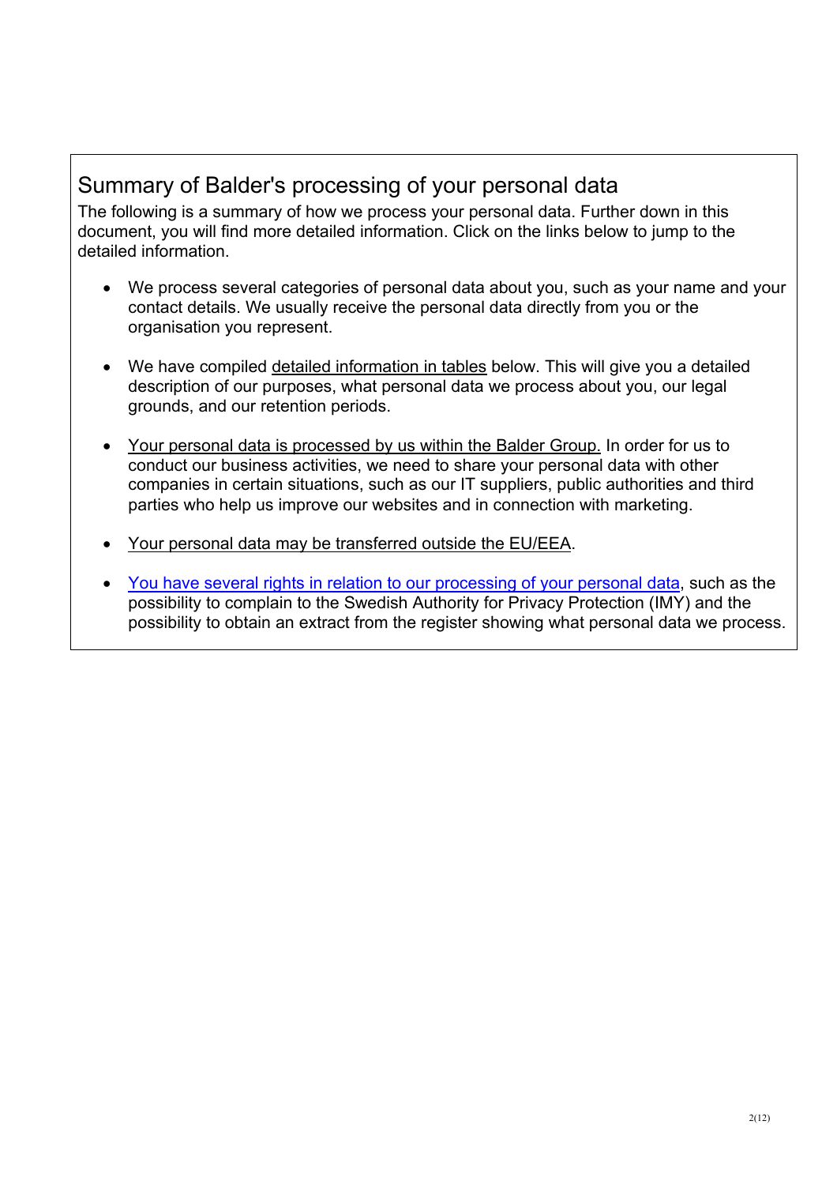## Summary of Balder's processing of your personal data

The following is a summary of how we process your personal data. Further down in this document, you will find more detailed information. Click on the links below to jump to the detailed information.

- We process several categories of personal data about you, such as your name and your contact details. We usually receive the personal data directly from you or the organisation you represent.

- We have compiled detailed information in tables below. This will give you a detailed description of our purposes, what personal data we process about you, our legal grounds, and our retention periods.

- Your personal data is processed by us within the Balder Group. In order for us to conduct our business activities, we need to share your personal data with other companies in certain situations, such as our IT suppliers, public authorities and third parties who help us improve our websites and in connection with marketing.

- Your personal data may be transferred outside the EU/EEA.

- You have several rights in relation to our processing of your personal data, such as the possibility to complain to the Swedish Authority for Privacy Protection (IMY) and the possibility to obtain an extract from the register showing what personal data we process.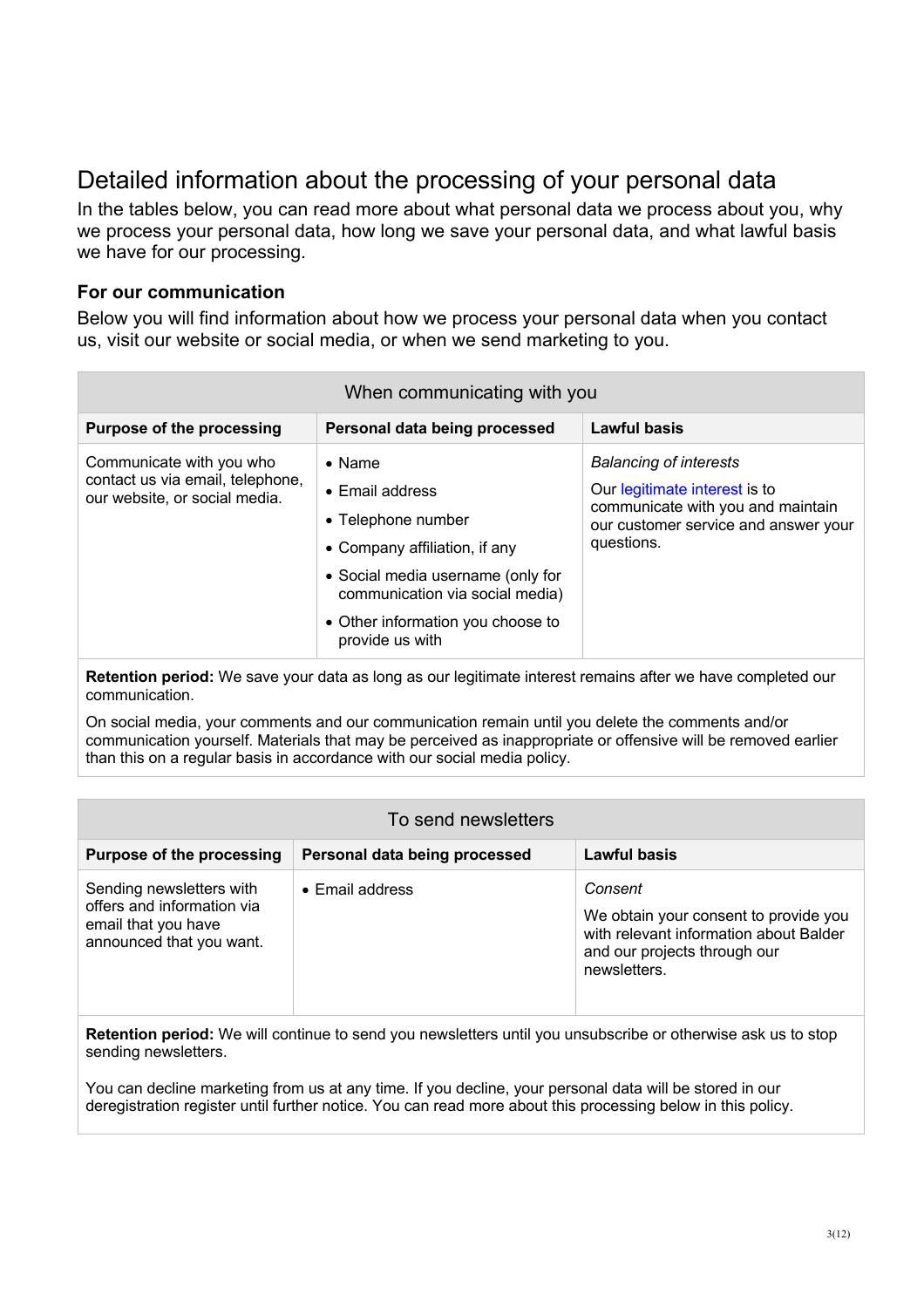# Detailed information about the processing of your personal data

In the tables below, you can read more about what personal data we process about you, why we process your personal data, how long we save your personal data, and what lawful basis we have for our processing.

### For our communication

Below you will find information about how we process your personal data when you contact us, visit our website or social media, or when we send marketing to you.

| When communicating with you | | |
|---|---|---|
| **Purpose of the processing** | **Personal data being processed** | **Lawful basis** |
| Communicate with you who contact us via email, telephone, our website, or social media. | • Name<br>• Email address<br>• Telephone number<br>• Company affiliation, if any<br>• Social media username (only for communication via social media)<br>• Other information you choose to provide us with | *Balancing of interests*<br><br>Our legitimate interest is to communicate with you and maintain our customer service and answer your questions. |
| **Retention period:** We save your data as long as our legitimate interest remains after we have completed our communication.<br><br>On social media, your comments and our communication remain until you delete the comments and/or communication yourself. Materials that may be perceived as inappropriate or offensive will be removed earlier than this on a regular basis in accordance with our social media policy. | | |

| To send newsletters | | |
|---|---|---|
| **Purpose of the processing** | **Personal data being processed** | **Lawful basis** |
| Sending newsletters with offers and information via email that you have announced that you want. | • Email address | *Consent*<br><br>We obtain your consent to provide you with relevant information about Balder and our projects through our newsletters. |
| **Retention period:** We will continue to send you newsletters until you unsubscribe or otherwise ask us to stop sending newsletters.<br><br>You can decline marketing from us at any time. If you decline, your personal data will be stored in our deregistration register until further notice. You can read more about this processing below in this policy. | | |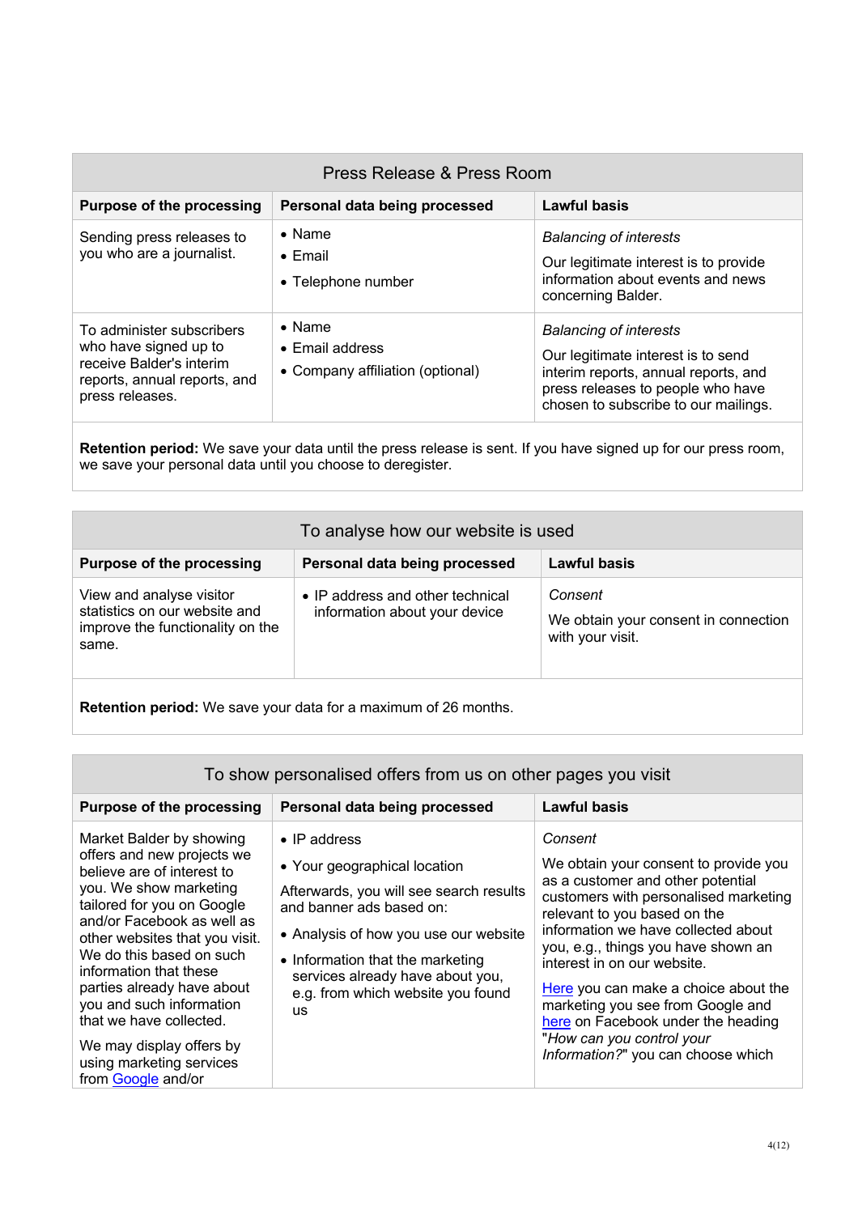### Press Release & Press Room

| Purpose of the processing | Personal data being processed | Lawful basis |
|---|---|---|
| Sending press releases to you who are a journalist. | • Name<br>• Email<br>• Telephone number | *Balancing of interests*<br>Our legitimate interest is to provide information about events and news concerning Balder. |
| To administer subscribers who have signed up to receive Balder's interim reports, annual reports, and press releases. | • Name<br>• Email address<br>• Company affiliation (optional) | *Balancing of interests*<br>Our legitimate interest is to send interim reports, annual reports, and press releases to people who have chosen to subscribe to our mailings. |

**Retention period:** We save your data until the press release is sent. If you have signed up for our press room, we save your personal data until you choose to deregister.

### To analyse how our website is used

| Purpose of the processing | Personal data being processed | Lawful basis |
|---|---|---|
| View and analyse visitor statistics on our website and improve the functionality on the same. | • IP address and other technical information about your device | *Consent*<br>We obtain your consent in connection with your visit. |

**Retention period:** We save your data for a maximum of 26 months.

### To show personalised offers from us on other pages you visit

| Purpose of the processing | Personal data being processed | Lawful basis |
|---|---|---|
| Market Balder by showing offers and new projects we believe are of interest to you. We show marketing tailored for you on Google and/or Facebook as well as other websites that you visit. We do this based on such information that these parties already have about you and such information that we have collected.<br>We may display offers by using marketing services from Google and/or | • IP address<br>• Your geographical location<br>Afterwards, you will see search results and banner ads based on:<br>• Analysis of how you use our website<br>• Information that the marketing services already have about you, e.g. from which website you found us | *Consent*<br>We obtain your consent to provide you as a customer and other potential customers with personalised marketing relevant to you based on the information we have collected about you, e.g., things you have shown an interest in on our website.<br>Here you can make a choice about the marketing you see from Google and here on Facebook under the heading "*How can you control your Information?*" you can choose which |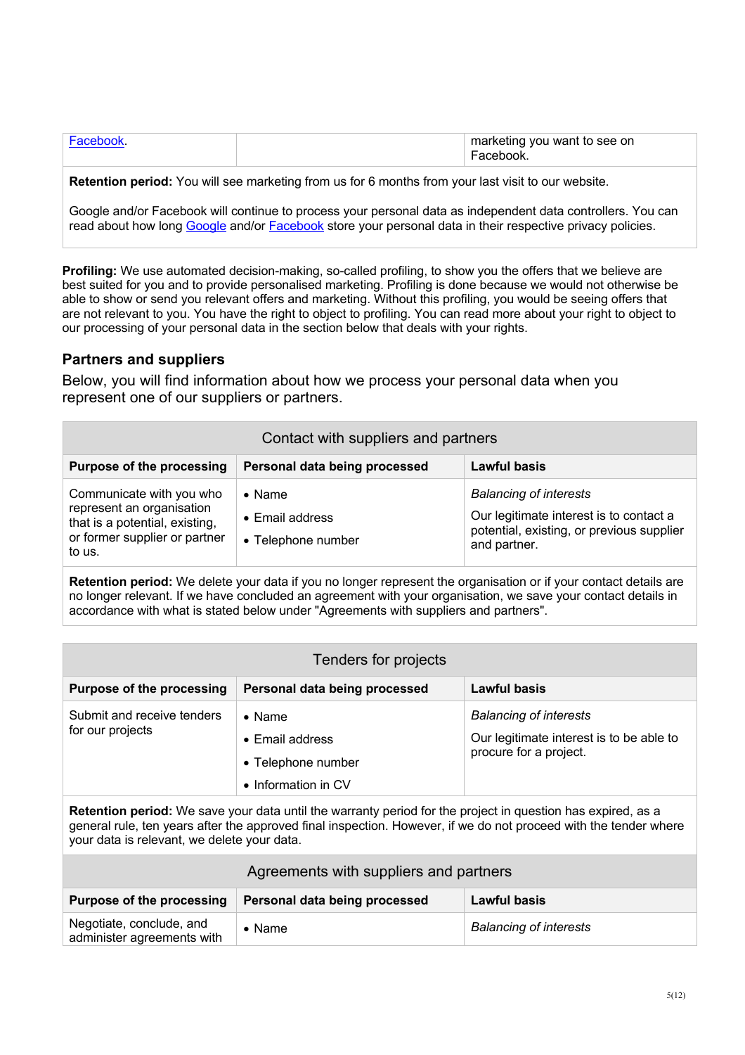| | | |
|---|---|---|
| Facebook. | | marketing you want to see on Facebook. |
| **Retention period:** You will see marketing from us for 6 months from your last visit to our website.<br><br>Google and/or Facebook will continue to process your personal data as independent data controllers. You can read about how long Google and/or Facebook store your personal data in their respective privacy policies. | | |

**Profiling:** We use automated decision-making, so-called profiling, to show you the offers that we believe are best suited for you and to provide personalised marketing. Profiling is done because we would not otherwise be able to show or send you relevant offers and marketing. Without this profiling, you would be seeing offers that are not relevant to you. You have the right to object to profiling. You can read more about your right to object to our processing of your personal data in the section below that deals with your rights.

### Partners and suppliers

Below, you will find information about how we process your personal data when you represent one of our suppliers or partners.

| Contact with suppliers and partners | | |
|---|---|---|
| **Purpose of the processing** | **Personal data being processed** | **Lawful basis** |
| Communicate with you who represent an organisation that is a potential, existing, or former supplier or partner to us. | • Name<br>• Email address<br>• Telephone number | *Balancing of interests*<br><br>Our legitimate interest is to contact a potential, existing, or previous supplier and partner. |
| **Retention period:** We delete your data if you no longer represent the organisation or if your contact details are no longer relevant. If we have concluded an agreement with your organisation, we save your contact details in accordance with what is stated below under "Agreements with suppliers and partners". | | |

| Tenders for projects | | |
|---|---|---|
| **Purpose of the processing** | **Personal data being processed** | **Lawful basis** |
| Submit and receive tenders for our projects | • Name<br>• Email address<br>• Telephone number<br>• Information in CV | *Balancing of interests*<br><br>Our legitimate interest is to be able to procure for a project. |
| **Retention period:** We save your data until the warranty period for the project in question has expired, as a general rule, ten years after the approved final inspection. However, if we do not proceed with the tender where your data is relevant, we delete your data. | | |

| Agreements with suppliers and partners | | |
|---|---|---|
| **Purpose of the processing** | **Personal data being processed** | **Lawful basis** |
| Negotiate, conclude, and administer agreements with | • Name | *Balancing of interests* |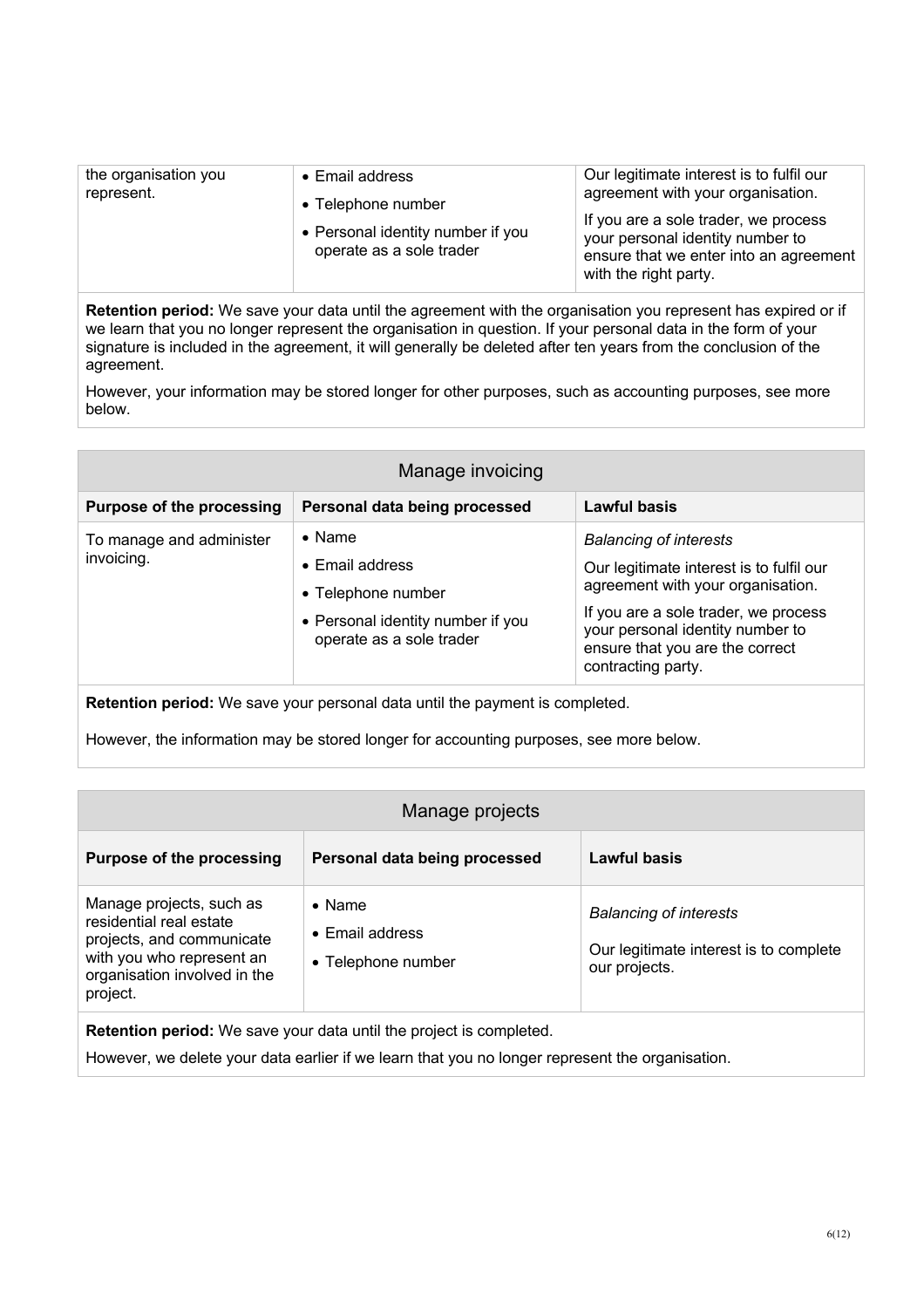| | | |
|---|---|---|
| the organisation you represent. | • Email address<br>• Telephone number<br>• Personal identity number if you operate as a sole trader | Our legitimate interest is to fulfil our agreement with your organisation.<br><br>If you are a sole trader, we process your personal identity number to ensure that we enter into an agreement with the right party. |

**Retention period:** We save your data until the agreement with the organisation you represent has expired or if we learn that you no longer represent the organisation in question. If your personal data in the form of your signature is included in the agreement, it will generally be deleted after ten years from the conclusion of the agreement.

However, your information may be stored longer for other purposes, such as accounting purposes, see more below.

### Manage invoicing

| Purpose of the processing | Personal data being processed | Lawful basis |
|---|---|---|
| To manage and administer invoicing. | • Name<br>• Email address<br>• Telephone number<br>• Personal identity number if you operate as a sole trader | *Balancing of interests*<br><br>Our legitimate interest is to fulfil our agreement with your organisation.<br><br>If you are a sole trader, we process your personal identity number to ensure that you are the correct contracting party. |

**Retention period:** We save your personal data until the payment is completed.

However, the information may be stored longer for accounting purposes, see more below.

### Manage projects

| Purpose of the processing | Personal data being processed | Lawful basis |
|---|---|---|
| Manage projects, such as residential real estate projects, and communicate with you who represent an organisation involved in the project. | • Name<br>• Email address<br>• Telephone number | *Balancing of interests*<br><br>Our legitimate interest is to complete our projects. |

**Retention period:** We save your data until the project is completed.

However, we delete your data earlier if we learn that you no longer represent the organisation.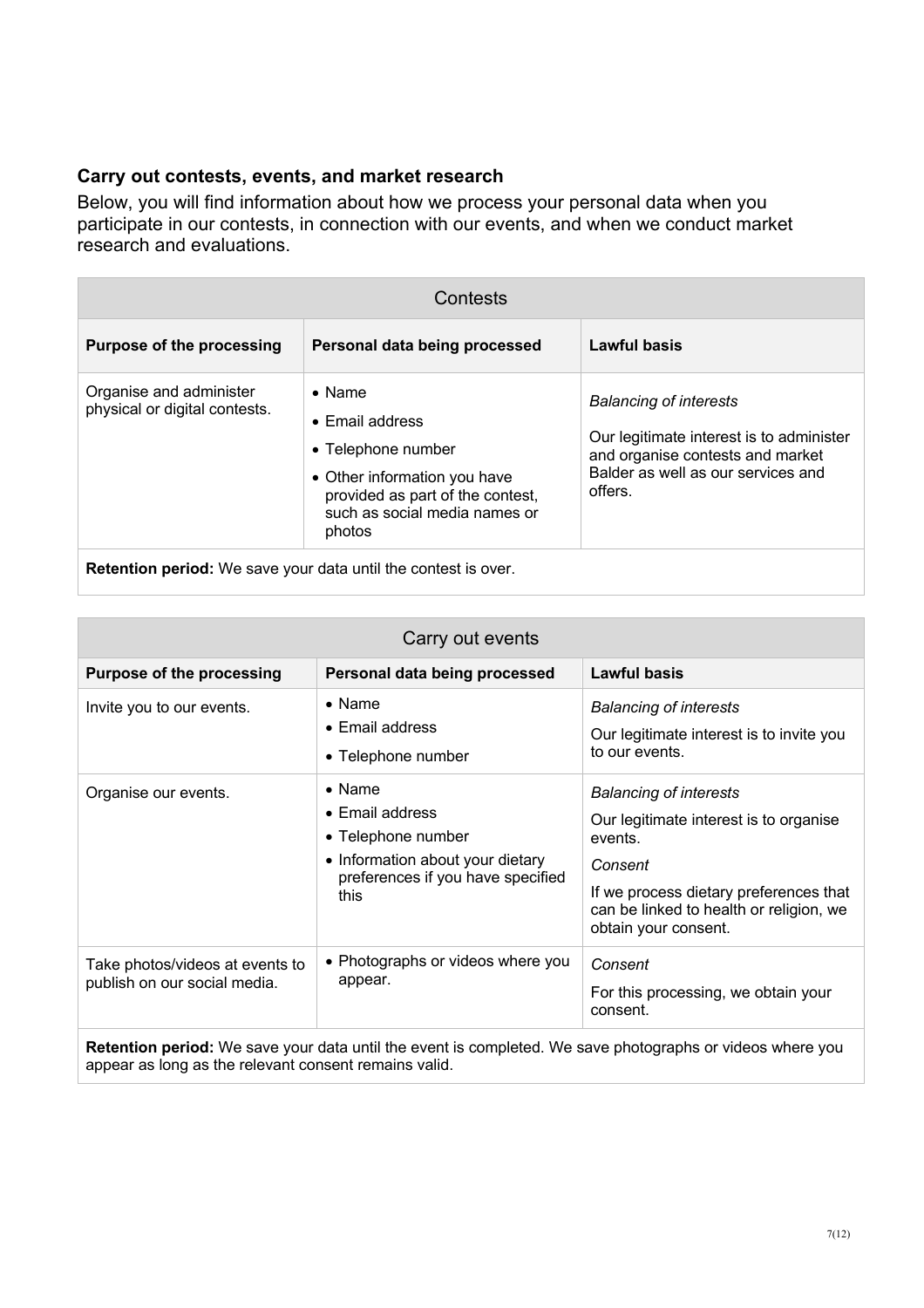### Carry out contests, events, and market research

Below, you will find information about how we process your personal data when you participate in our contests, in connection with our events, and when we conduct market research and evaluations.

| Contests | | |
| --- | --- | --- |
| **Purpose of the processing** | **Personal data being processed** | **Lawful basis** |
| Organise and administer physical or digital contests. | • Name<br>• Email address<br>• Telephone number<br>• Other information you have provided as part of the contest, such as social media names or photos | *Balancing of interests*<br><br>Our legitimate interest is to administer and organise contests and market Balder as well as our services and offers. |
| **Retention period:** We save your data until the contest is over. | | |

| Carry out events | | |
| --- | --- | --- |
| **Purpose of the processing** | **Personal data being processed** | **Lawful basis** |
| Invite you to our events. | • Name<br>• Email address<br>• Telephone number | *Balancing of interests*<br><br>Our legitimate interest is to invite you to our events. |
| Organise our events. | • Name<br>• Email address<br>• Telephone number<br>• Information about your dietary preferences if you have specified this | *Balancing of interests*<br><br>Our legitimate interest is to organise events.<br><br>*Consent*<br><br>If we process dietary preferences that can be linked to health or religion, we obtain your consent. |
| Take photos/videos at events to publish on our social media. | • Photographs or videos where you appear. | *Consent*<br><br>For this processing, we obtain your consent. |
| **Retention period:** We save your data until the event is completed. We save photographs or videos where you appear as long as the relevant consent remains valid. | | |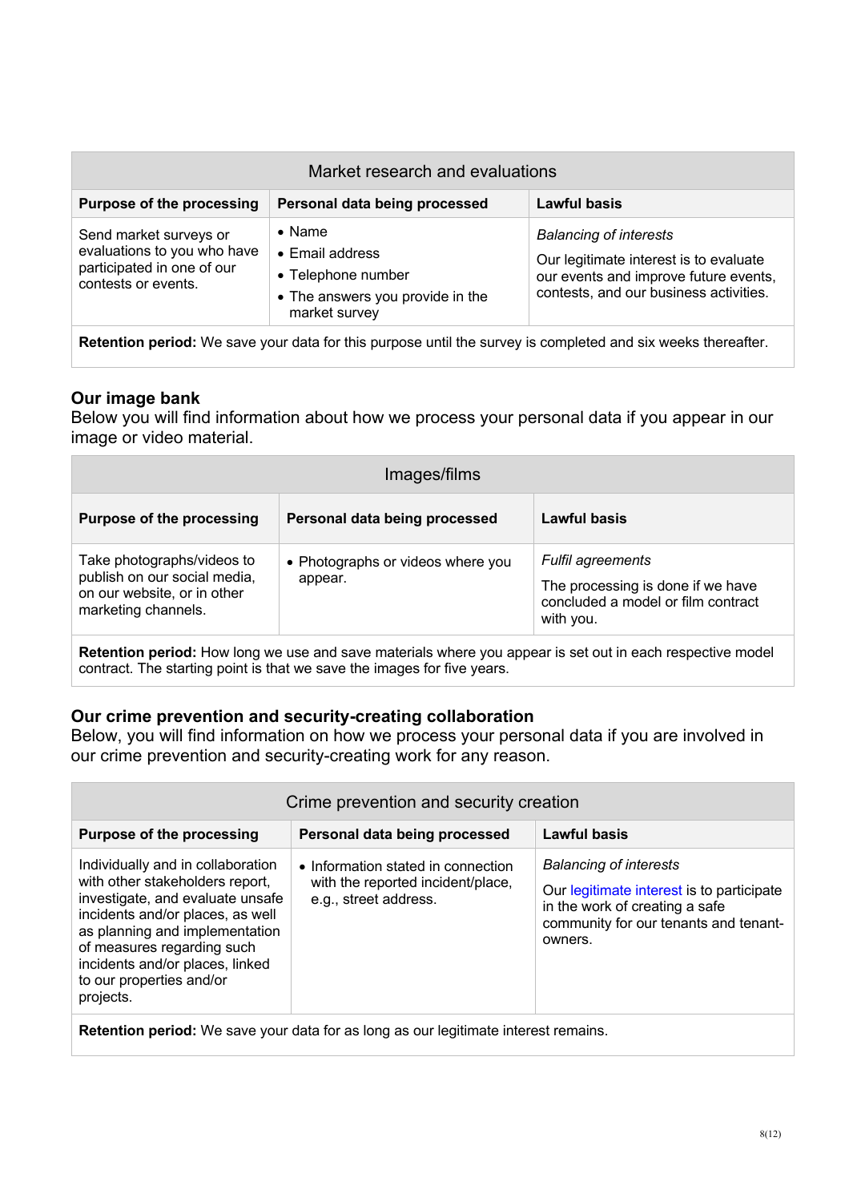| Market research and evaluations | | |
|---|---|---|
| **Purpose of the processing** | **Personal data being processed** | **Lawful basis** |
| Send market surveys or evaluations to you who have participated in one of our contests or events. | • Name<br>• Email address<br>• Telephone number<br>• The answers you provide in the market survey | *Balancing of interests*<br>Our legitimate interest is to evaluate our events and improve future events, contests, and our business activities. |
| **Retention period:** We save your data for this purpose until the survey is completed and six weeks thereafter. | | |

### Our image bank

Below you will find information about how we process your personal data if you appear in our image or video material.

| Images/films | | |
|---|---|---|
| **Purpose of the processing** | **Personal data being processed** | **Lawful basis** |
| Take photographs/videos to publish on our social media, on our website, or in other marketing channels. | • Photographs or videos where you appear. | *Fulfil agreements*<br>The processing is done if we have concluded a model or film contract with you. |
| **Retention period:** How long we use and save materials where you appear is set out in each respective model contract. The starting point is that we save the images for five years. | | |

### Our crime prevention and security-creating collaboration

Below, you will find information on how we process your personal data if you are involved in our crime prevention and security-creating work for any reason.

| Crime prevention and security creation | | |
|---|---|---|
| **Purpose of the processing** | **Personal data being processed** | **Lawful basis** |
| Individually and in collaboration with other stakeholders report, investigate, and evaluate unsafe incidents and/or places, as well as planning and implementation of measures regarding such incidents and/or places, linked to our properties and/or projects. | • Information stated in connection with the reported incident/place, e.g., street address. | *Balancing of interests*<br>Our legitimate interest is to participate in the work of creating a safe community for our tenants and tenant-owners. |
| **Retention period:** We save your data for as long as our legitimate interest remains. | | |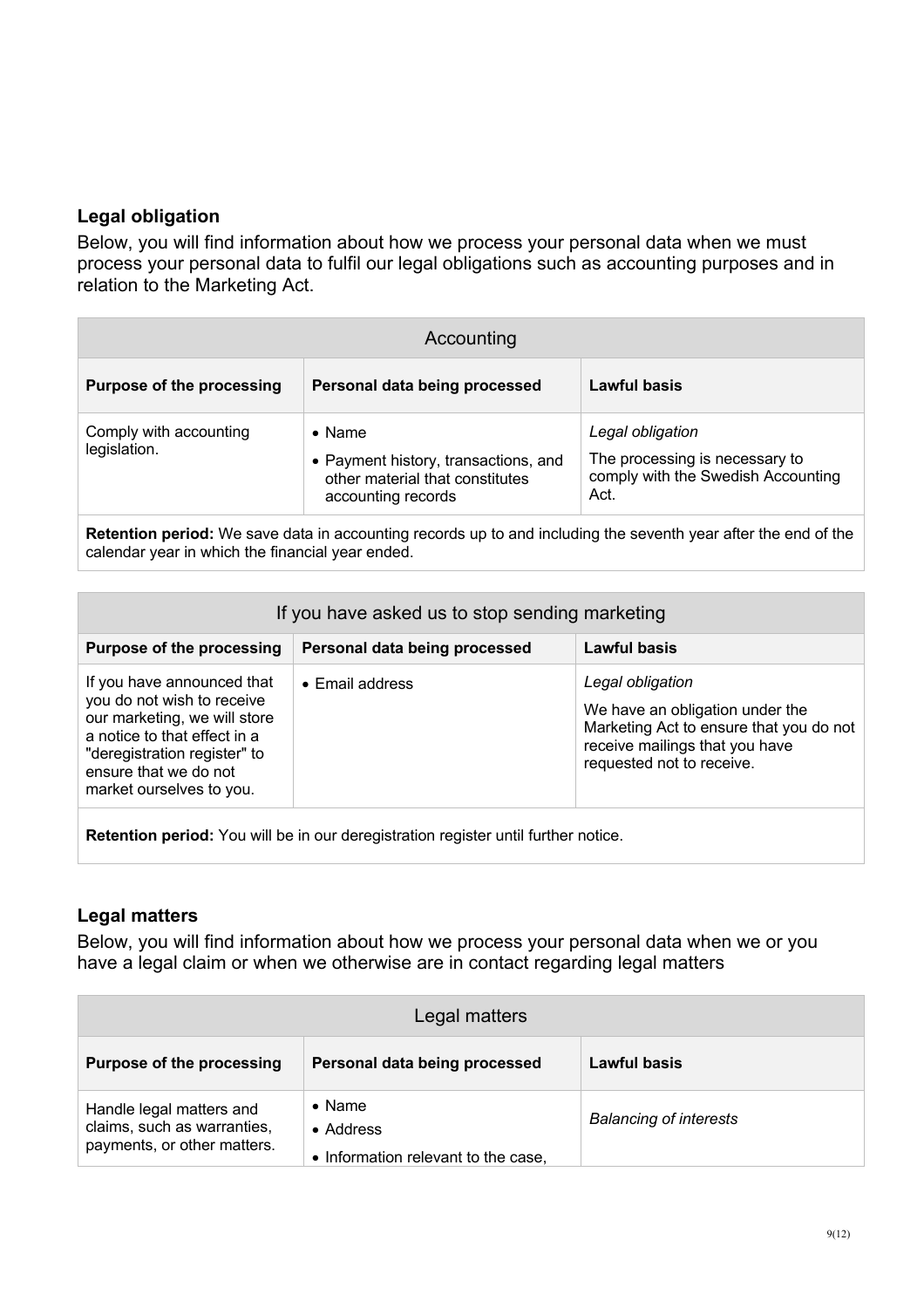## Legal obligation

Below, you will find information about how we process your personal data when we must process your personal data to fulfil our legal obligations such as accounting purposes and in relation to the Marketing Act.

| Accounting | | |
|---|---|---|
| **Purpose of the processing** | **Personal data being processed** | **Lawful basis** |
| Comply with accounting legislation. | • Name<br>• Payment history, transactions, and other material that constitutes accounting records | *Legal obligation*<br>The processing is necessary to comply with the Swedish Accounting Act. |
| **Retention period:** We save data in accounting records up to and including the seventh year after the end of the calendar year in which the financial year ended. | | |

| If you have asked us to stop sending marketing | | |
|---|---|---|
| **Purpose of the processing** | **Personal data being processed** | **Lawful basis** |
| If you have announced that you do not wish to receive our marketing, we will store a notice to that effect in a "deregistration register" to ensure that we do not market ourselves to you. | • Email address | *Legal obligation*<br>We have an obligation under the Marketing Act to ensure that you do not receive mailings that you have requested not to receive. |
| **Retention period:** You will be in our deregistration register until further notice. | | |

## Legal matters

Below, you will find information about how we process your personal data when we or you have a legal claim or when we otherwise are in contact regarding legal matters

| Legal matters | | |
|---|---|---|
| **Purpose of the processing** | **Personal data being processed** | **Lawful basis** |
| Handle legal matters and claims, such as warranties, payments, or other matters. | • Name<br>• Address<br>• Information relevant to the case, | *Balancing of interests* |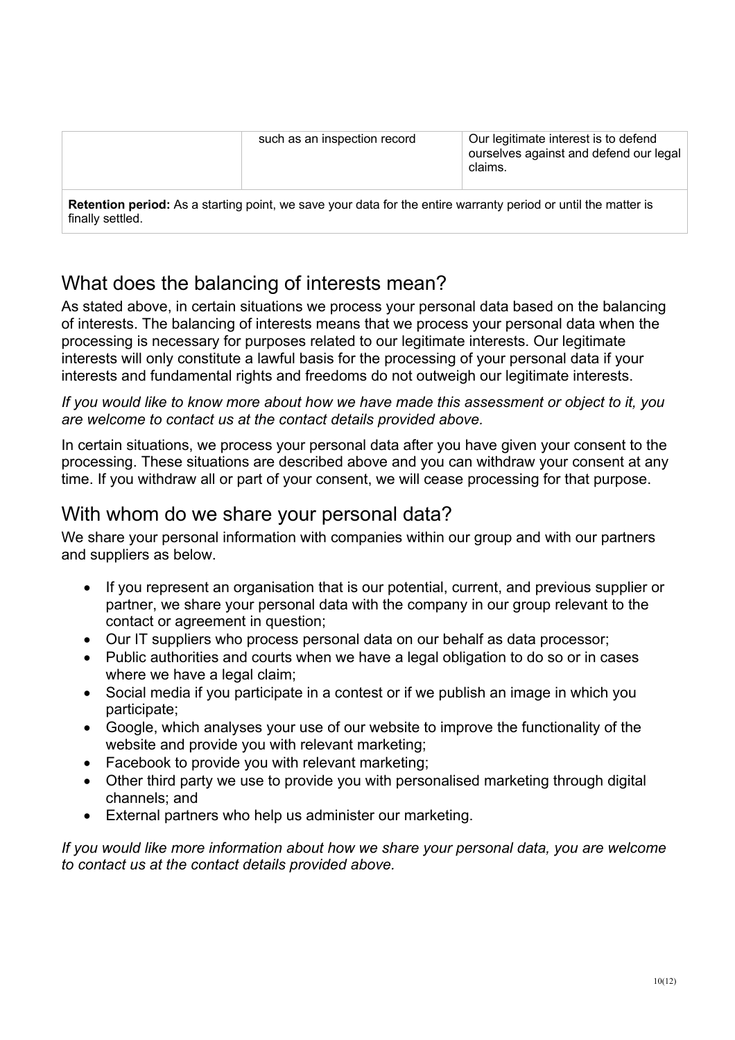| | | |
|---|---|---|
| | such as an inspection record | Our legitimate interest is to defend ourselves against and defend our legal claims. |
| **Retention period:** As a starting point, we save your data for the entire warranty period or until the matter is finally settled. | | |

## What does the balancing of interests mean?

As stated above, in certain situations we process your personal data based on the balancing of interests. The balancing of interests means that we process your personal data when the processing is necessary for purposes related to our legitimate interests. Our legitimate interests will only constitute a lawful basis for the processing of your personal data if your interests and fundamental rights and freedoms do not outweigh our legitimate interests.

*If you would like to know more about how we have made this assessment or object to it, you are welcome to contact us at the contact details provided above.*

In certain situations, we process your personal data after you have given your consent to the processing. These situations are described above and you can withdraw your consent at any time. If you withdraw all or part of your consent, we will cease processing for that purpose.

## With whom do we share your personal data?

We share your personal information with companies within our group and with our partners and suppliers as below.

- If you represent an organisation that is our potential, current, and previous supplier or partner, we share your personal data with the company in our group relevant to the contact or agreement in question;
- Our IT suppliers who process personal data on our behalf as data processor;
- Public authorities and courts when we have a legal obligation to do so or in cases where we have a legal claim;
- Social media if you participate in a contest or if we publish an image in which you participate;
- Google, which analyses your use of our website to improve the functionality of the website and provide you with relevant marketing;
- Facebook to provide you with relevant marketing;
- Other third party we use to provide you with personalised marketing through digital channels; and
- External partners who help us administer our marketing.

*If you would like more information about how we share your personal data, you are welcome to contact us at the contact details provided above.*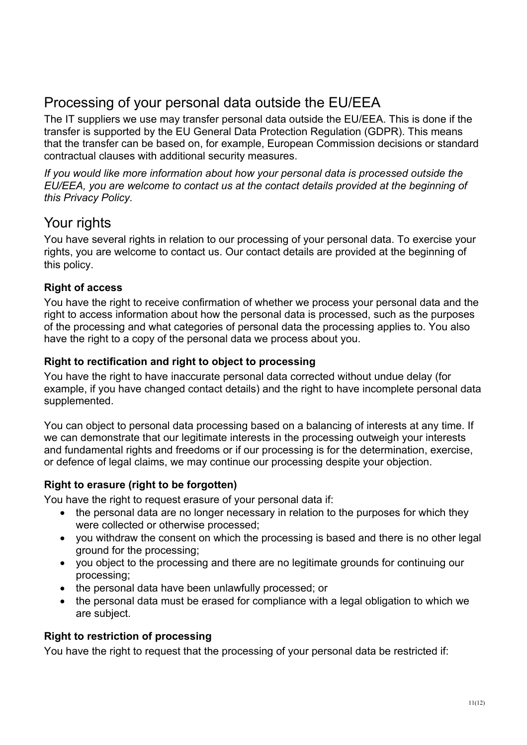## Processing of your personal data outside the EU/EEA

The IT suppliers we use may transfer personal data outside the EU/EEA. This is done if the transfer is supported by the EU General Data Protection Regulation (GDPR). This means that the transfer can be based on, for example, European Commission decisions or standard contractual clauses with additional security measures.

*If you would like more information about how your personal data is processed outside the EU/EEA, you are welcome to contact us at the contact details provided at the beginning of this Privacy Policy.*

## Your rights

You have several rights in relation to our processing of your personal data. To exercise your rights, you are welcome to contact us. Our contact details are provided at the beginning of this policy.

### Right of access

You have the right to receive confirmation of whether we process your personal data and the right to access information about how the personal data is processed, such as the purposes of the processing and what categories of personal data the processing applies to. You also have the right to a copy of the personal data we process about you.

### Right to rectification and right to object to processing

You have the right to have inaccurate personal data corrected without undue delay (for example, if you have changed contact details) and the right to have incomplete personal data supplemented.

You can object to personal data processing based on a balancing of interests at any time. If we can demonstrate that our legitimate interests in the processing outweigh your interests and fundamental rights and freedoms or if our processing is for the determination, exercise, or defence of legal claims, we may continue our processing despite your objection.

### Right to erasure (right to be forgotten)

You have the right to request erasure of your personal data if:

- the personal data are no longer necessary in relation to the purposes for which they were collected or otherwise processed;
- you withdraw the consent on which the processing is based and there is no other legal ground for the processing;
- you object to the processing and there are no legitimate grounds for continuing our processing;
- the personal data have been unlawfully processed; or
- the personal data must be erased for compliance with a legal obligation to which we are subject.

### Right to restriction of processing

You have the right to request that the processing of your personal data be restricted if: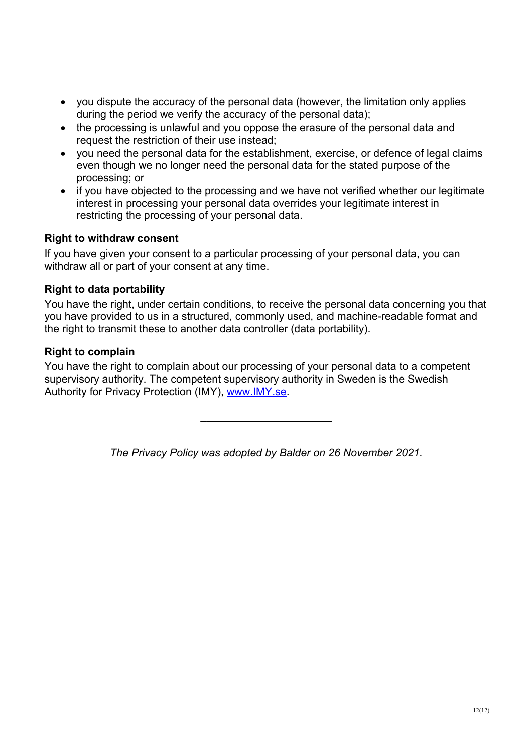- you dispute the accuracy of the personal data (however, the limitation only applies during the period we verify the accuracy of the personal data);
- the processing is unlawful and you oppose the erasure of the personal data and request the restriction of their use instead;
- you need the personal data for the establishment, exercise, or defence of legal claims even though we no longer need the personal data for the stated purpose of the processing; or
- if you have objected to the processing and we have not verified whether our legitimate interest in processing your personal data overrides your legitimate interest in restricting the processing of your personal data.

### Right to withdraw consent

If you have given your consent to a particular processing of your personal data, you can withdraw all or part of your consent at any time.

### Right to data portability

You have the right, under certain conditions, to receive the personal data concerning you that you have provided to us in a structured, commonly used, and machine-readable format and the right to transmit these to another data controller (data portability).

### Right to complain

You have the right to complain about our processing of your personal data to a competent supervisory authority. The competent supervisory authority in Sweden is the Swedish Authority for Privacy Protection (IMY), [www.IMY.se](http://www.IMY.se).

———————————————

*The Privacy Policy was adopted by Balder on 26 November 2021.*